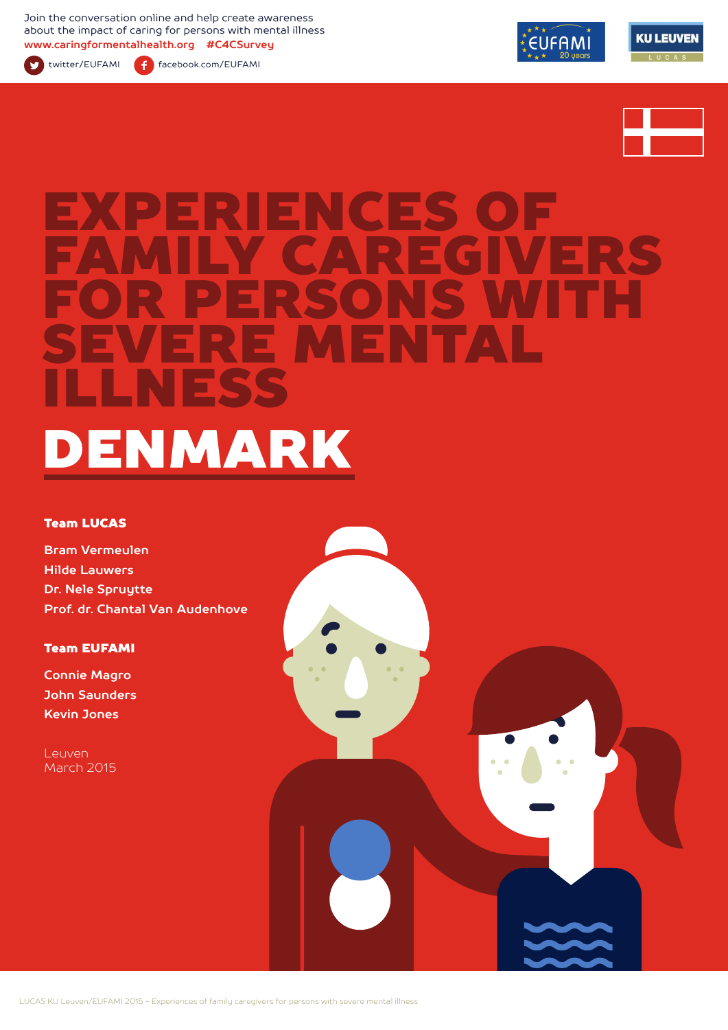Join the conversation online and help create awareness about the impact of caring for persons with mental illness
**www.caringformentalhealth.org #C4CSurvey**

twitter/EUFAMI facebook.com/EUFAMI

# EXPERIENCES OF FAMILY CAREGIVERS FOR PERSONS WITH SEVERE MENTAL ILLNESS

# DENMARK

**Team LUCAS**

**Bram Vermeulen**
**Hilde Lauwers**
**Dr. Nele Spruytte**
**Prof. dr. Chantal Van Audenhove**

**Team EUFAMI**

**Connie Magro**
**John Saunders**
**Kevin Jones**

Leuven
March 2015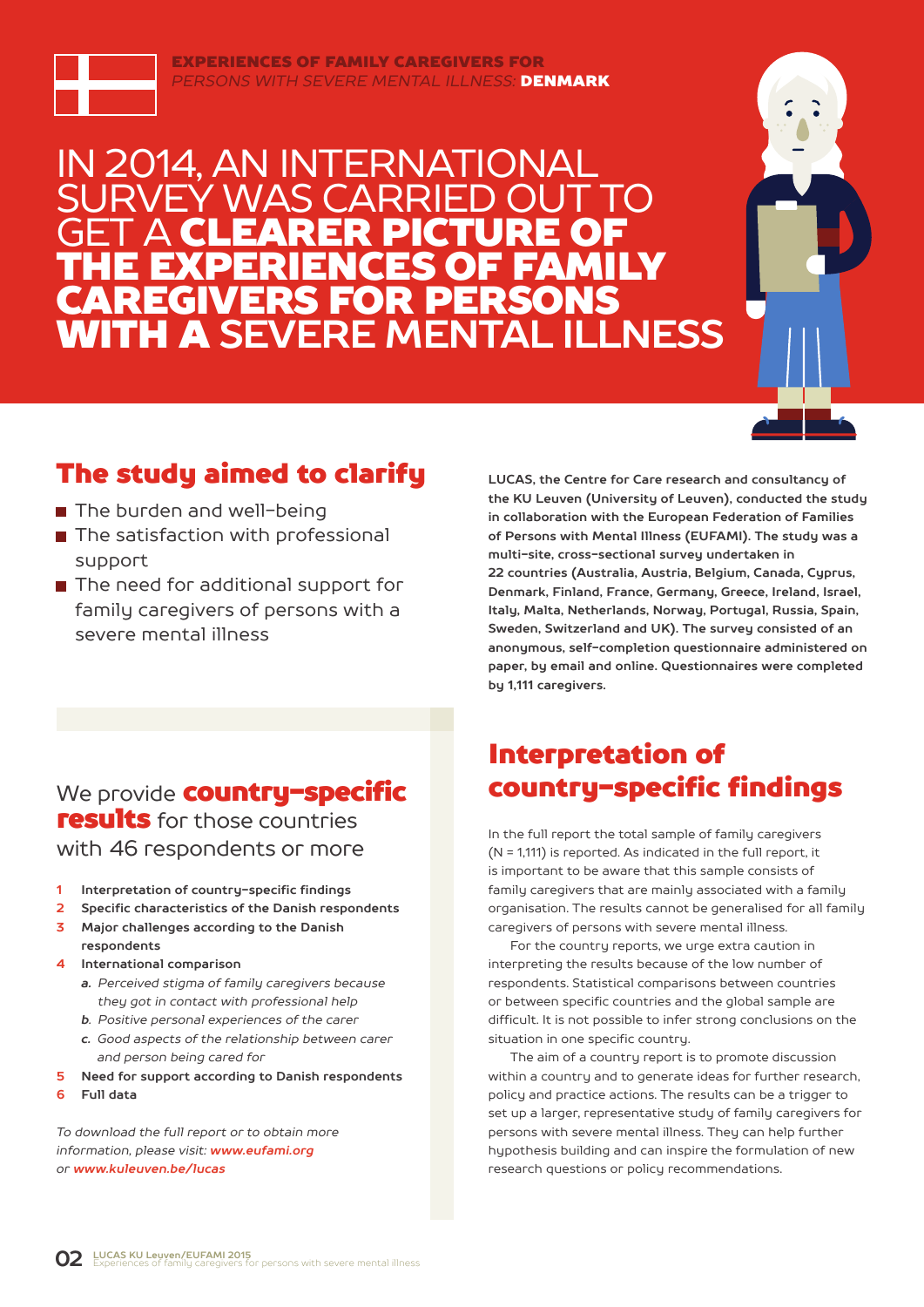EXPERIENCES OF FAMILY CAREGIVERS FOR
*PERSONS WITH SEVERE MENTAL ILLNESS:* **DENMARK**

# IN 2014, AN INTERNATIONAL SURVEY WAS CARRIED OUT TO GET A **CLEARER PICTURE OF THE EXPERIENCES OF FAMILY CAREGIVERS FOR PERSONS WITH A** SEVERE MENTAL ILLNESS

## The study aimed to clarify

- The burden and well-being
- The satisfaction with professional support
- The need for additional support for family caregivers of persons with a severe mental illness

**LUCAS, the Centre for Care research and consultancy of the KU Leuven (University of Leuven), conducted the study in collaboration with the European Federation of Families of Persons with Mental Illness (EUFAMI). The study was a multi-site, cross-sectional survey undertaken in 22 countries (Australia, Austria, Belgium, Canada, Cyprus, Denmark, Finland, France, Germany, Greece, Ireland, Israel, Italy, Malta, Netherlands, Norway, Portugal, Russia, Spain, Sweden, Switzerland and UK). The survey consisted of an anonymous, self-completion questionnaire administered on paper, by email and online. Questionnaires were completed by 1,111 caregivers.**

We provide **country-specific results** for those countries with 46 respondents or more

1. **Interpretation of country-specific findings**
2. **Specific characteristics of the Danish respondents**
3. **Major challenges according to the Danish respondents**
4. **International comparison**
   - a. *Perceived stigma of family caregivers because they got in contact with professional help*
   - b. *Positive personal experiences of the carer*
   - c. *Good aspects of the relationship between carer and person being cared for*
5. **Need for support according to Danish respondents**
6. **Full data**

*To download the full report or to obtain more information, please visit:* ***www.eufami.org*** *or* ***www.kuleuven.be/lucas***

## Interpretation of country-specific findings

In the full report the total sample of family caregivers (N = 1,111) is reported. As indicated in the full report, it is important to be aware that this sample consists of family caregivers that are mainly associated with a family organisation. The results cannot be generalised for all family caregivers of persons with severe mental illness.

For the country reports, we urge extra caution in interpreting the results because of the low number of respondents. Statistical comparisons between countries or between specific countries and the global sample are difficult. It is not possible to infer strong conclusions on the situation in one specific country.

The aim of a country report is to promote discussion within a country and to generate ideas for further research, policy and practice actions. The results can be a trigger to set up a larger, representative study of family caregivers for persons with severe mental illness. They can help further hypothesis building and can inspire the formulation of new research questions or policy recommendations.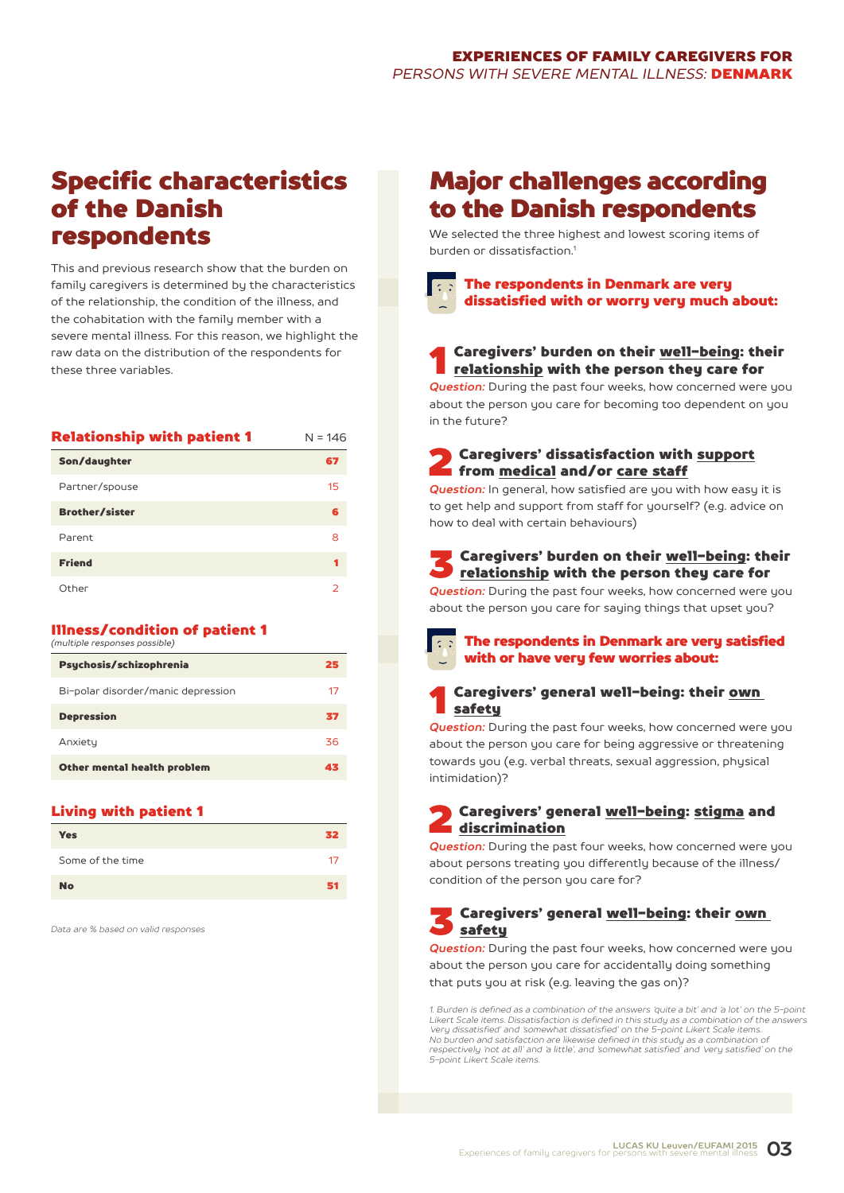## Specific characteristics of the Danish respondents

This and previous research show that the burden on family caregivers is determined by the characteristics of the relationship, the condition of the illness, and the cohabitation with the family member with a severe mental illness. For this reason, we highlight the raw data on the distribution of the respondents for these three variables.

| **Relationship with patient 1** | N = 146 |
|---|---|
| **Son/daughter** | **67** |
| Partner/spouse | 15 |
| **Brother/sister** | **6** |
| Parent | 8 |
| **Friend** | **1** |
| Other | 2 |

| **Illness/condition of patient 1** *(multiple responses possible)* | |
|---|---|
| **Psychosis/schizophrenia** | **25** |
| Bi-polar disorder/manic depression | 17 |
| **Depression** | **37** |
| Anxiety | 36 |
| **Other mental health problem** | **43** |

| **Living with patient 1** | |
|---|---|
| **Yes** | **32** |
| Some of the time | 17 |
| **No** | **51** |

*Data are % based on valid responses*

## Major challenges according to the Danish respondents

We selected the three highest and lowest scoring items of burden or dissatisfaction.[1]

### The respondents in Denmark are very dissatisfied with or worry very much about:

**1 Caregivers' burden on their well-being: their relationship with the person they care for**

*Question:* During the past four weeks, how concerned were you about the person you care for becoming too dependent on you in the future?

**2 Caregivers' dissatisfaction with support from medical and/or care staff**

*Question:* In general, how satisfied are you with how easy it is to get help and support from staff for yourself? (e.g. advice on how to deal with certain behaviours)

**3 Caregivers' burden on their well-being: their relationship with the person they care for**

*Question:* During the past four weeks, how concerned were you about the person you care for saying things that upset you?

### The respondents in Denmark are very satisfied with or have very few worries about:

**1 Caregivers' general well-being: their own safety**

*Question:* During the past four weeks, how concerned were you about the person you care for being aggressive or threatening towards you (e.g. verbal threats, sexual aggression, physical intimidation)?

**2 Caregivers' general well-being: stigma and discrimination**

*Question:* During the past four weeks, how concerned were you about persons treating you differently because of the illness/condition of the person you care for?

**3 Caregivers' general well-being: their own safety**

*Question:* During the past four weeks, how concerned were you about the person you care for accidentally doing something that puts you at risk (e.g. leaving the gas on)?

*1. Burden is defined as a combination of the answers 'quite a bit' and 'a lot' on the 5-point Likert Scale items. Dissatisfaction is defined in this study as a combination of the answers 'very dissatisfied' and 'somewhat dissatisfied' on the 5-point Likert Scale items. No burden and satisfaction are likewise defined in this study as a combination of respectively 'not at all' and 'a little', and 'somewhat satisfied' and 'very satisfied' on the 5-point Likert Scale items.*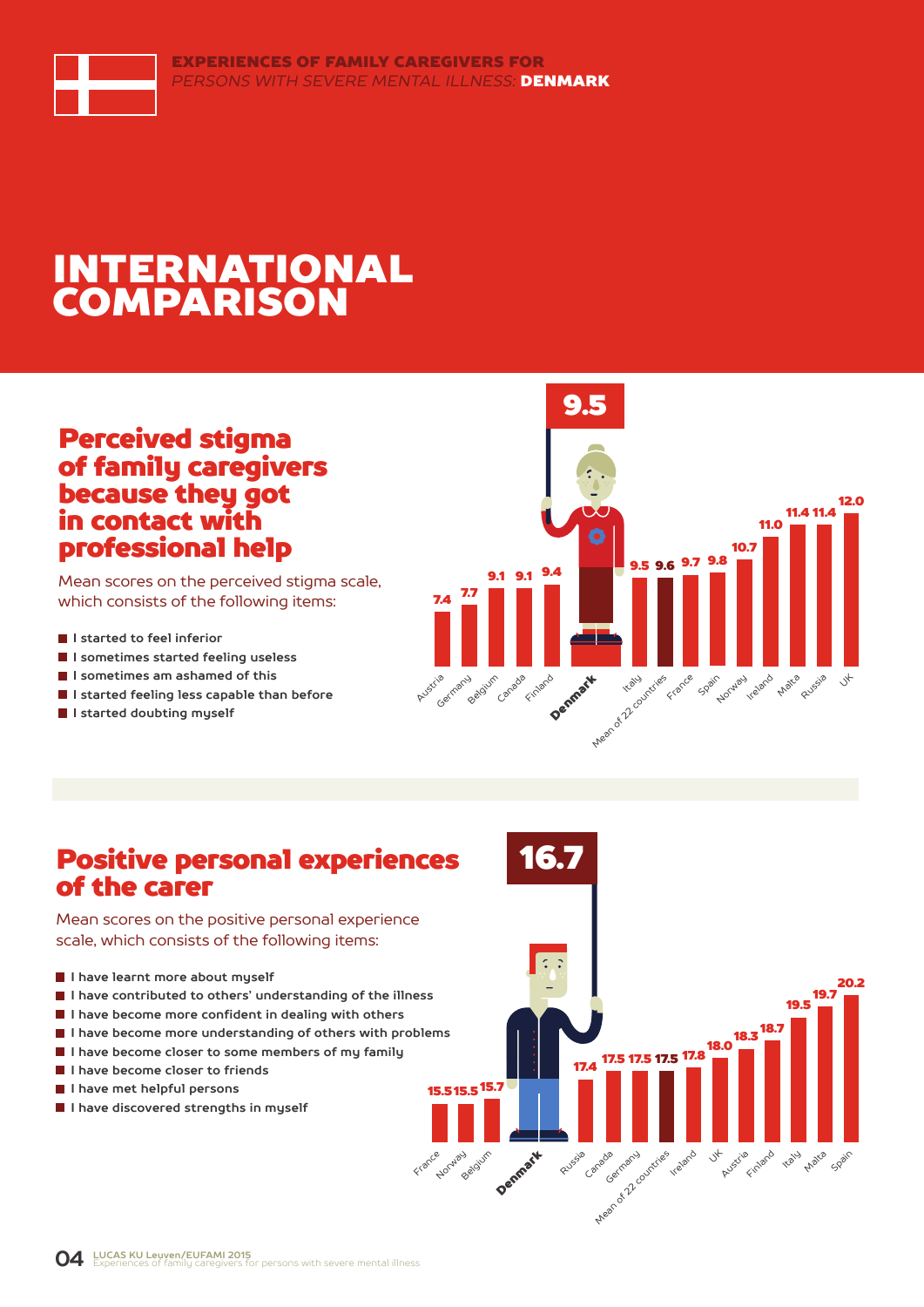# INTERNATIONAL COMPARISON

## Perceived stigma of family caregivers because they got in contact with professional help

Mean scores on the perceived stigma scale, which consists of the following items:

- I started to feel inferior
- I sometimes started feeling useless
- I sometimes am ashamed of this
- I started feeling less capable than before
- I started doubting myself

**9.5**

| Country | Score |
|---|---|
| Austria | 7.4 |
| Germany | 7.7 |
| Belgium | 9.1 |
| Canada | 9.1 |
| Finland | 9.4 |
| **Denmark** | **9.5** |
| Italy | 9.5 |
| Mean of 22 countries | 9.6 |
| France | 9.7 |
| Spain | 9.8 |
| Norway | 10.7 |
| Ireland | 11.0 |
| Malta | 11.4 |
| Russia | 11.4 |
| UK | 12.0 |

## Positive personal experiences of the carer

Mean scores on the positive personal experience scale, which consists of the following items:

- I have learnt more about myself
- I have contributed to others' understanding of the illness
- I have become more confident in dealing with others
- I have become more understanding of others with problems
- I have become closer to some members of my family
- I have become closer to friends
- I have met helpful persons
- I have discovered strengths in myself

**16.7**

| Country | Score |
|---|---|
| France | 15.5 |
| Norway | 15.5 |
| Belgium | 15.7 |
| **Denmark** | **16.7** |
| Russia | 17.4 |
| Canada | 17.5 |
| Germany | 17.5 |
| Mean of 22 countries | 17.5 |
| Ireland | 17.8 |
| UK | 18.0 |
| Austria | 18.3 |
| Finland | 18.7 |
| Italy | 19.5 |
| Malta | 19.7 |
| Spain | 20.2 |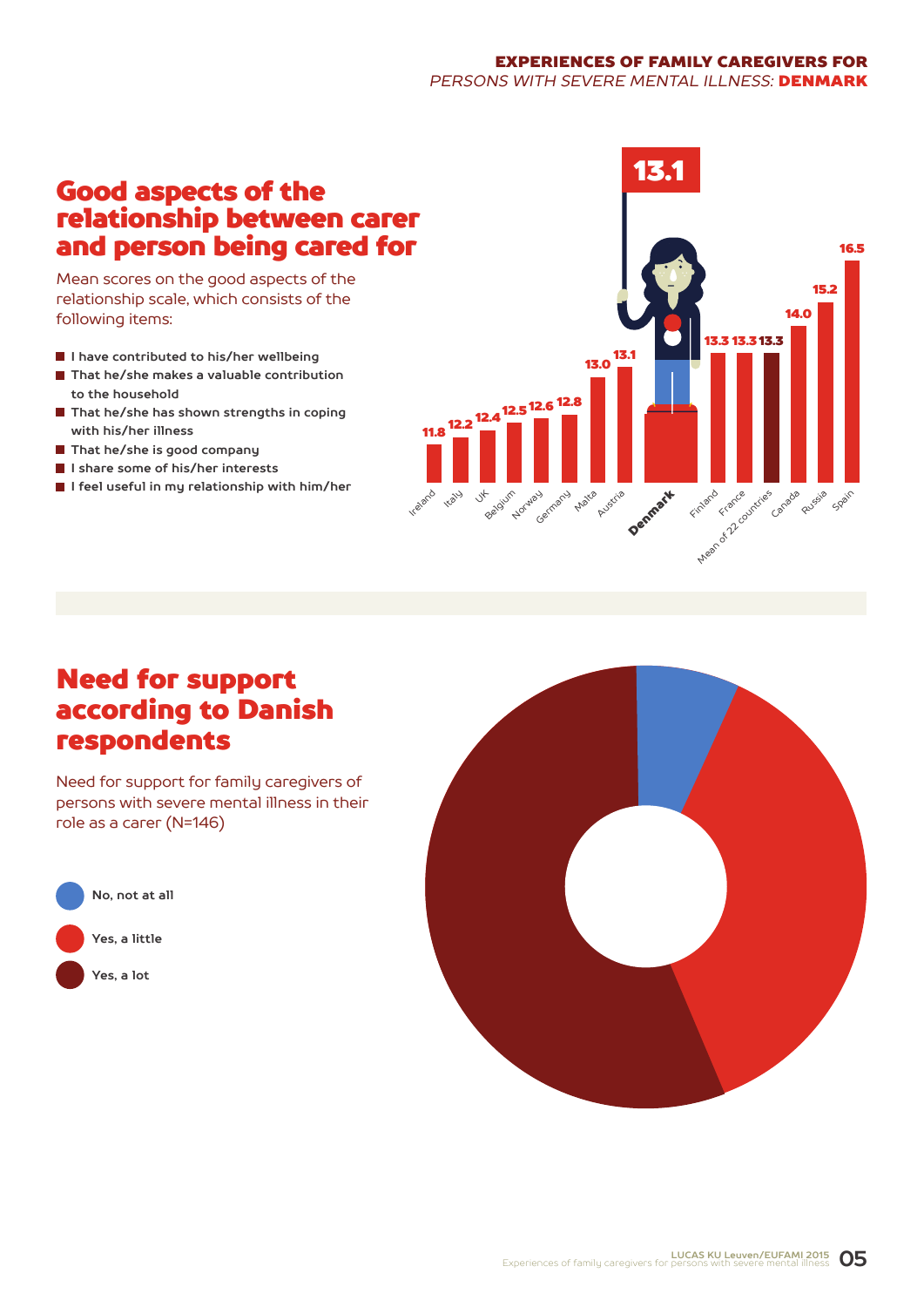## Good aspects of the relationship between carer and person being cared for

Mean scores on the good aspects of the relationship scale, which consists of the following items:

- I have contributed to his/her wellbeing
- That he/she makes a valuable contribution to the household
- That he/she has shown strengths in coping with his/her illness
- That he/she is good company
- I share some of his/her interests
- I feel useful in my relationship with him/her

| Country | Mean score |
|---|---|
| Ireland | 11.8 |
| Italy | 12.2 |
| UK | 12.4 |
| Belgium | 12.5 |
| Norway | 12.6 |
| Germany | 12.8 |
| Malta | 13.0 |
| Austria | 13.1 |
| **Denmark** | **13.1** |
| Finland | 13.3 |
| France | 13.3 |
| Mean of 22 countries | 13.3 |
| Canada | 14.0 |
| Russia | 15.2 |
| Spain | 16.5 |

## Need for support according to Danish respondents

Need for support for family caregivers of persons with severe mental illness in their role as a carer (N=146)

- No, not at all
- Yes, a little
- Yes, a lot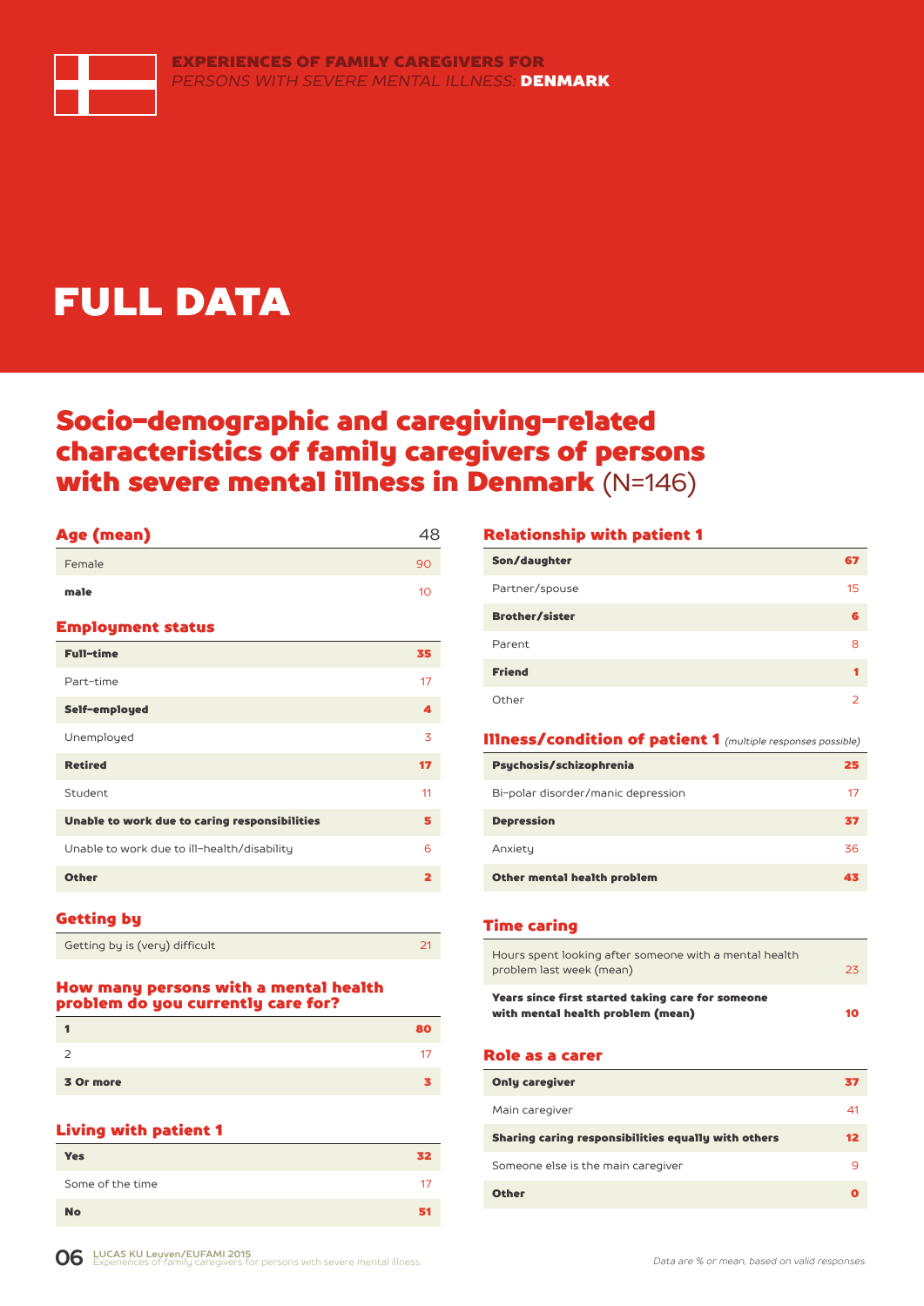EXPERIENCES OF FAMILY CAREGIVERS FOR *PERSONS WITH SEVERE MENTAL ILLNESS:* **DENMARK**

# FULL DATA

## Socio-demographic and caregiving-related characteristics of family caregivers of persons with severe mental illness in Denmark (N=146)

### Age (mean)

| Age (mean) | 48 |
|---|---|
| Female | 90 |
| **male** | 10 |

### Employment status

| Employment status | |
|---|---|
| **Full-time** | **35** |
| Part-time | 17 |
| **Self-employed** | **4** |
| Unemployed | 3 |
| **Retired** | **17** |
| Student | 11 |
| **Unable to work due to caring responsibilities** | **5** |
| Unable to work due to ill-health/disability | 6 |
| **Other** | **2** |

### Getting by

| Getting by | |
|---|---|
| Getting by is (very) difficult | 21 |

### How many persons with a mental health problem do you currently care for?

| Number of persons | |
|---|---|
| **1** | **80** |
| 2 | 17 |
| **3 Or more** | **3** |

### Living with patient 1

| Living with patient 1 | |
|---|---|
| **Yes** | **32** |
| Some of the time | 17 |
| **No** | **51** |

### Relationship with patient 1

| Relationship with patient 1 | |
|---|---|
| **Son/daughter** | **67** |
| Partner/spouse | 15 |
| **Brother/sister** | **6** |
| Parent | 8 |
| **Friend** | **1** |
| Other | 2 |

### Illness/condition of patient 1 *(multiple responses possible)*

| Illness/condition of patient 1 | |
|---|---|
| **Psychosis/schizophrenia** | **25** |
| Bi-polar disorder/manic depression | 17 |
| **Depression** | **37** |
| Anxiety | 36 |
| **Other mental health problem** | **43** |

### Time caring

| Time caring | |
|---|---|
| Hours spent looking after someone with a mental health problem last week (mean) | 23 |
| **Years since first started taking care for someone with mental health problem (mean)** | **10** |

### Role as a carer

| Role as a carer | |
|---|---|
| **Only caregiver** | **37** |
| Main caregiver | 41 |
| **Sharing caring responsibilities equally with others** | **12** |
| Someone else is the main caregiver | 9 |
| **Other** | **0** |

*Data are % or mean, based on valid responses.*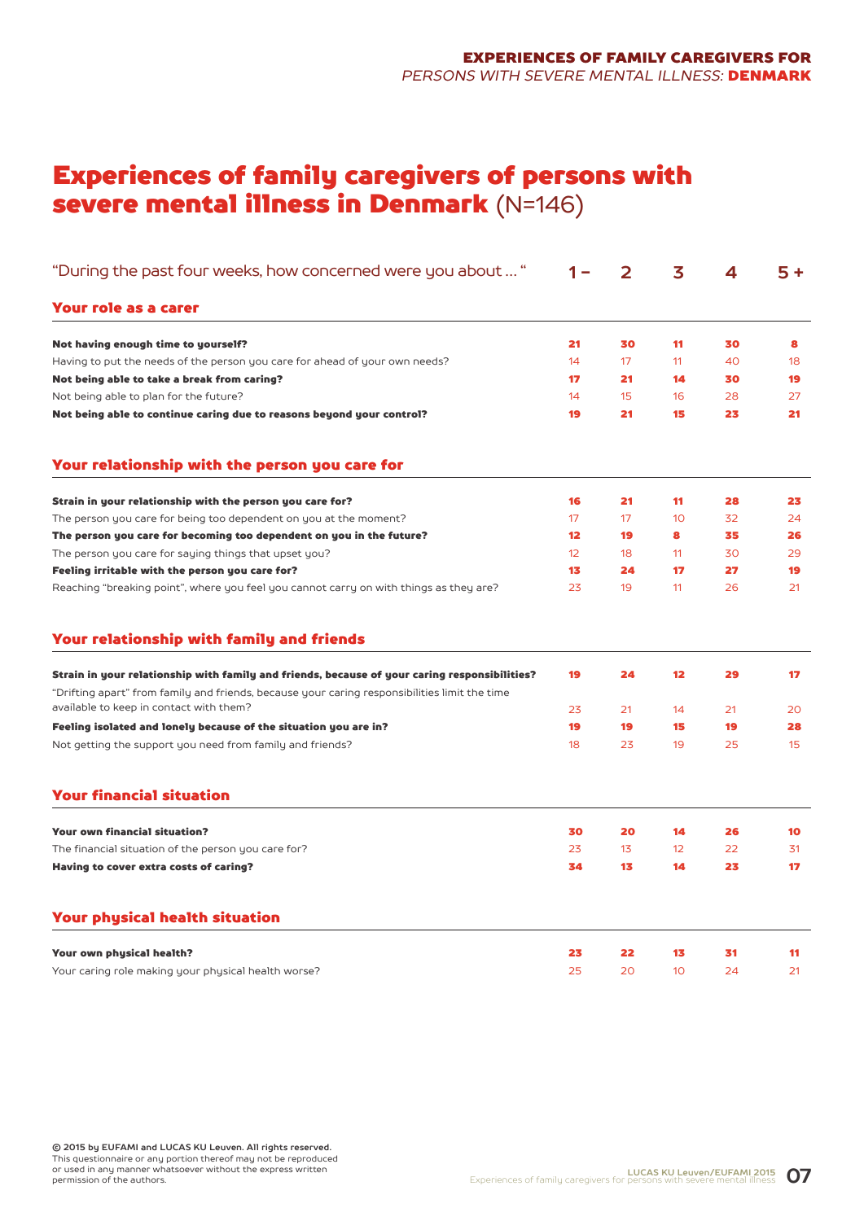# Experiences of family caregivers of persons with severe mental illness in Denmark (N=146)

| "During the past four weeks, how concerned were you about … " | 1 – | 2 | 3 | 4 | 5 + |
|---|---|---|---|---|---|
| **Your role as a carer** | | | | | |
| **Not having enough time to yourself?** | **21** | **30** | **11** | **30** | **8** |
| Having to put the needs of the person you care for ahead of your own needs? | 14 | 17 | 11 | 40 | 18 |
| **Not being able to take a break from caring?** | **17** | **21** | **14** | **30** | **19** |
| Not being able to plan for the future? | 14 | 15 | 16 | 28 | 27 |
| **Not being able to continue caring due to reasons beyond your control?** | **19** | **21** | **15** | **23** | **21** |
| **Your relationship with the person you care for** | | | | | |
| **Strain in your relationship with the person you care for?** | **16** | **21** | **11** | **28** | **23** |
| The person you care for being too dependent on you at the moment? | 17 | 17 | 10 | 32 | 24 |
| **The person you care for becoming too dependent on you in the future?** | **12** | **19** | **8** | **35** | **26** |
| The person you care for saying things that upset you? | 12 | 18 | 11 | 30 | 29 |
| **Feeling irritable with the person you care for?** | **13** | **24** | **17** | **27** | **19** |
| Reaching "breaking point", where you feel you cannot carry on with things as they are? | 23 | 19 | 11 | 26 | 21 |
| **Your relationship with family and friends** | | | | | |
| **Strain in your relationship with family and friends, because of your caring responsibilities?** | **19** | **24** | **12** | **29** | **17** |
| "Drifting apart" from family and friends, because your caring responsibilities limit the time available to keep in contact with them? | 23 | 21 | 14 | 21 | 20 |
| **Feeling isolated and lonely because of the situation you are in?** | **19** | **19** | **15** | **19** | **28** |
| Not getting the support you need from family and friends? | 18 | 23 | 19 | 25 | 15 |
| **Your financial situation** | | | | | |
| **Your own financial situation?** | **30** | **20** | **14** | **26** | **10** |
| The financial situation of the person you care for? | 23 | 13 | 12 | 22 | 31 |
| **Having to cover extra costs of caring?** | **34** | **13** | **14** | **23** | **17** |
| **Your physical health situation** | | | | | |
| **Your own physical health?** | **23** | **22** | **13** | **31** | **11** |
| Your caring role making your physical health worse? | 25 | 20 | 10 | 24 | 21 |

**© 2015 by EUFAMI and LUCAS KU Leuven. All rights reserved.**
This questionnaire or any portion thereof may not be reproduced or used in any manner whatsoever without the express written permission of the authors.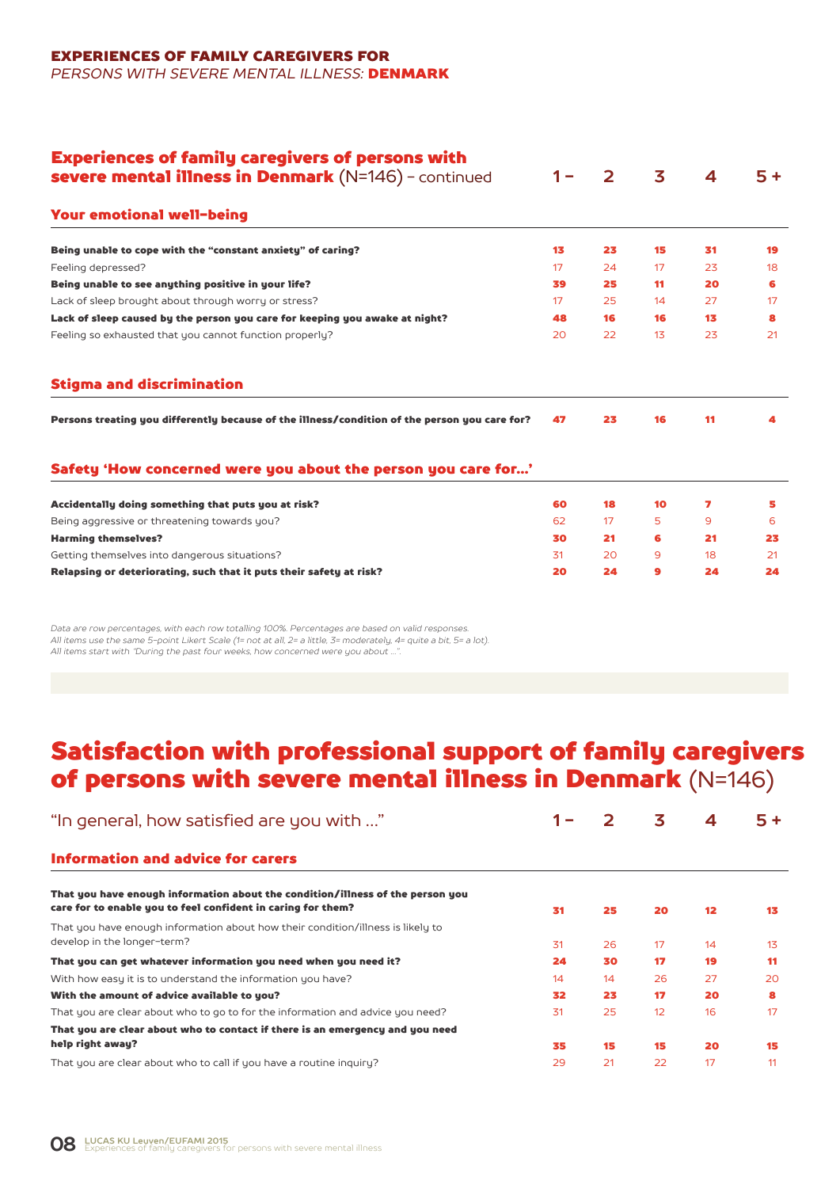**EXPERIENCES OF FAMILY CAREGIVERS FOR**
*PERSONS WITH SEVERE MENTAL ILLNESS:* **DENMARK**

## Experiences of family caregivers of persons with severe mental illness in Denmark (N=146) – continued

| | 1 – | 2 | 3 | 4 | 5 + |
|---|---|---|---|---|---|
| **Your emotional well-being** | | | | | |
| **Being unable to cope with the "constant anxiety" of caring?** | **13** | **23** | **15** | **31** | **19** |
| Feeling depressed? | 17 | 24 | 17 | 23 | 18 |
| **Being unable to see anything positive in your life?** | **39** | **25** | **11** | **20** | **6** |
| Lack of sleep brought about through worry or stress? | 17 | 25 | 14 | 27 | 17 |
| **Lack of sleep caused by the person you care for keeping you awake at night?** | **48** | **16** | **16** | **13** | **8** |
| Feeling so exhausted that you cannot function properly? | 20 | 22 | 13 | 23 | 21 |
| **Stigma and discrimination** | | | | | |
| **Persons treating you differently because of the illness/condition of the person you care for?** | **47** | **23** | **16** | **11** | **4** |
| **Safety 'How concerned were you about the person you care for...'** | | | | | |
| **Accidentally doing something that puts you at risk?** | **60** | **18** | **10** | **7** | **5** |
| Being aggressive or threatening towards you? | 62 | 17 | 5 | 9 | 6 |
| **Harming themselves?** | **30** | **21** | **6** | **21** | **23** |
| Getting themselves into dangerous situations? | 31 | 20 | 9 | 18 | 21 |
| **Relapsing or deteriorating, such that it puts their safety at risk?** | **20** | **24** | **9** | **24** | **24** |

*Data are row percentages, with each row totalling 100%. Percentages are based on valid responses.*
*All items use the same 5-point Likert Scale (1= not at all, 2= a little, 3= moderately, 4= quite a bit, 5= a lot).*
*All items start with "During the past four weeks, how concerned were you about ...".*

# Satisfaction with professional support of family caregivers of persons with severe mental illness in Denmark (N=146)

| "In general, how satisfied are you with ..." | 1 – | 2 | 3 | 4 | 5 + |
|---|---|---|---|---|---|
| **Information and advice for carers** | | | | | |
| **That you have enough information about the condition/illness of the person you care for to enable you to feel confident in caring for them?** | **31** | **25** | **20** | **12** | **13** |
| That you have enough information about how their condition/illness is likely to develop in the longer-term? | 31 | 26 | 17 | 14 | 13 |
| **That you can get whatever information you need when you need it?** | **24** | **30** | **17** | **19** | **11** |
| With how easy it is to understand the information you have? | 14 | 14 | 26 | 27 | 20 |
| **With the amount of advice available to you?** | **32** | **23** | **17** | **20** | **8** |
| That you are clear about who to go to for the information and advice you need? | 31 | 25 | 12 | 16 | 17 |
| **That you are clear about who to contact if there is an emergency and you need help right away?** | **35** | **15** | **15** | **20** | **15** |
| That you are clear about who to call if you have a routine inquiry? | 29 | 21 | 22 | 17 | 11 |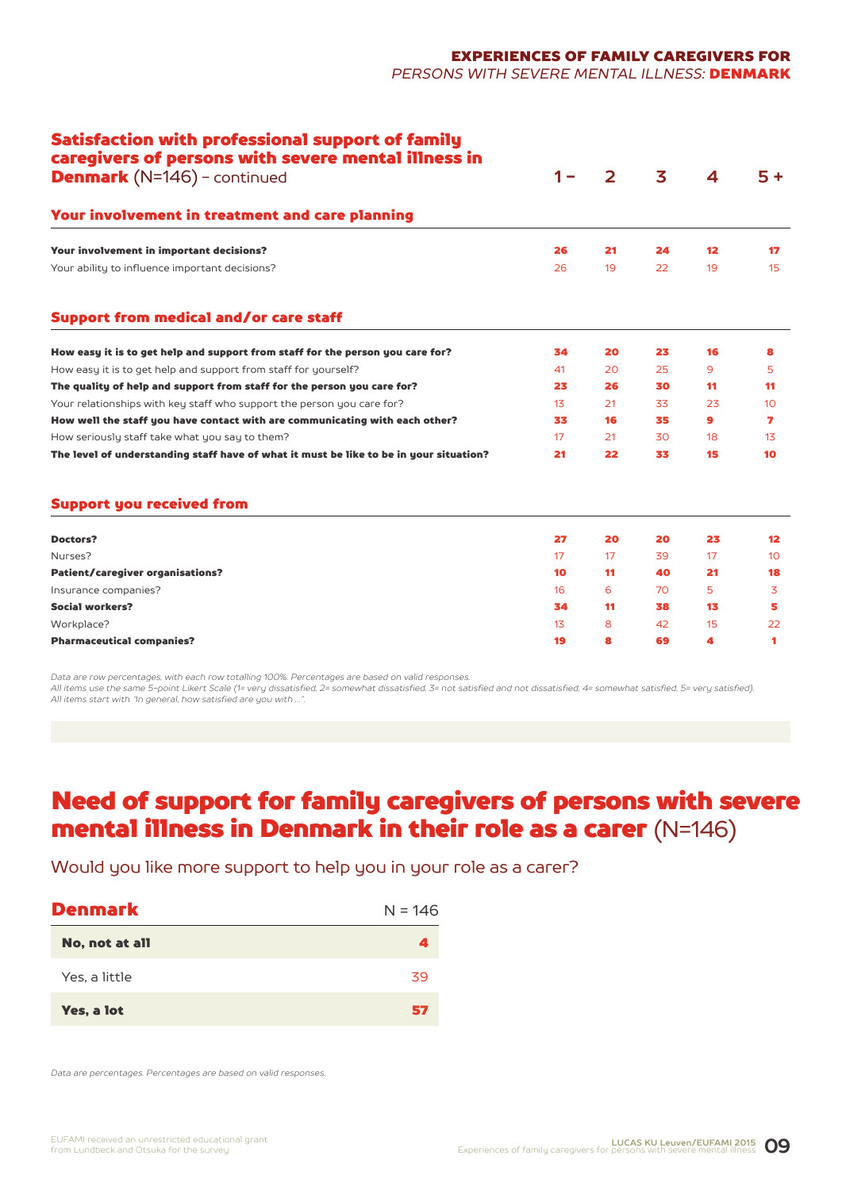## Satisfaction with professional support of family caregivers of persons with severe mental illness in Denmark (N=146) – continued

| | 1 – | 2 | 3 | 4 | 5 + |
|---|---|---|---|---|---|
| **Your involvement in treatment and care planning** | | | | | |
| **Your involvement in important decisions?** | **26** | **21** | **24** | **12** | **17** |
| Your ability to influence important decisions? | 26 | 19 | 22 | 19 | 15 |
| **Support from medical and/or care staff** | | | | | |
| **How easy it is to get help and support from staff for the person you care for?** | **34** | **20** | **23** | **16** | **8** |
| How easy it is to get help and support from staff for yourself? | 41 | 20 | 25 | 9 | 5 |
| **The quality of help and support from staff for the person you care for?** | **23** | **26** | **30** | **11** | **11** |
| Your relationships with key staff who support the person you care for? | 13 | 21 | 33 | 23 | 10 |
| **How well the staff you have contact with are communicating with each other?** | **33** | **16** | **35** | **9** | **7** |
| How seriously staff take what you say to them? | 17 | 21 | 30 | 18 | 13 |
| **The level of understanding staff have of what it must be like to be in your situation?** | **21** | **22** | **33** | **15** | **10** |
| **Support you received from** | | | | | |
| **Doctors?** | **27** | **20** | **20** | **23** | **12** |
| Nurses? | 17 | 17 | 39 | 17 | 10 |
| **Patient/caregiver organisations?** | **10** | **11** | **40** | **21** | **18** |
| Insurance companies? | 16 | 6 | 70 | 5 | 3 |
| **Social workers?** | **34** | **11** | **38** | **13** | **5** |
| Workplace? | 13 | 8 | 42 | 15 | 22 |
| **Pharmaceutical companies?** | **19** | **8** | **69** | **4** | **1** |

*Data are row percentages, with each row totalling 100%. Percentages are based on valid responses.*
*All items use the same 5-point Likert Scale (1= very dissatisfied, 2= somewhat dissatisfied, 3= not satisfied and not dissatisfied, 4= somewhat satisfied, 5= very satisfied).*
*All items start with "In general, how satisfied are you with …".*

## Need of support for family caregivers of persons with severe mental illness in Denmark in their role as a carer (N=146)

Would you like more support to help you in your role as a carer?

| Denmark | N = 146 |
|---|---|
| **No, not at all** | **4** |
| Yes, a little | 39 |
| **Yes, a lot** | **57** |

*Data are percentages. Percentages are based on valid responses.*

EUFAMI received an unrestricted educational grant from Lundbeck and Otsuka for the survey